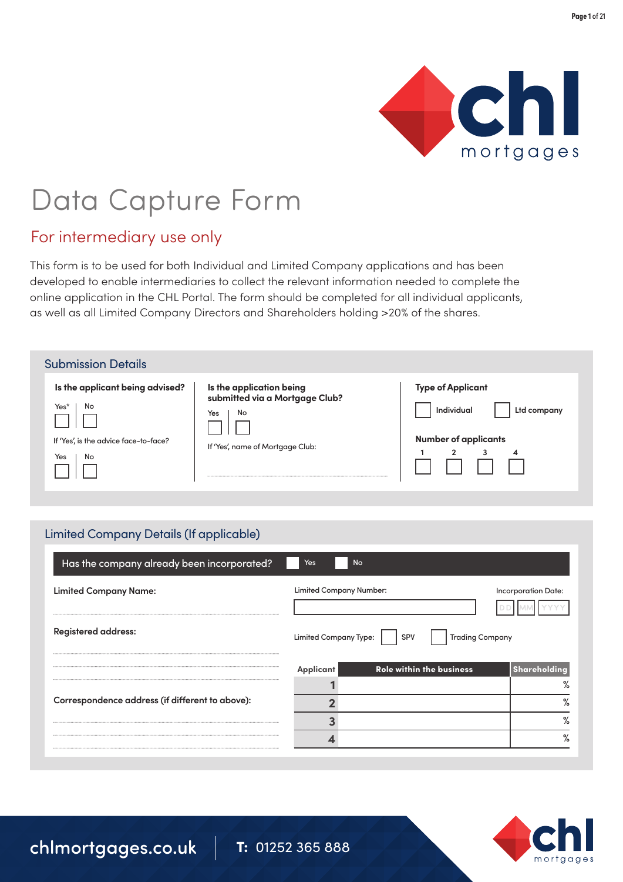# Data Capture Form

## For intermediary use only

This form is to be used for both Individual and Limited Company applications and has been developed to enable intermediaries to collect the relevant information needed to complete the online application in the CHL Portal. The form should be completed for all individual applicants, as well as all Limited Company Directors and Shareholders holding >20% of the shares.

## Submission Details

**Is the applicant being advised?**

Yes* ☐ | No ☐

If 'Yes', is the advice face-to-face?

Yes ☐ | No ☐

**Is the application being submitted via a Mortgage Club?**

Yes ☐ | No ☐

If 'Yes', name of Mortgage Club:

**Type of Applicant**

☐ Individual ☐ Ltd company

**Number of applicants**

1 ☐ 2 ☐ 3 ☐ 4 ☐

## Limited Company Details (If applicable)

**Has the company already been incorporated?** ☐ Yes ☐ No

**Limited Company Name:**

Limited Company Number:

Incorporation Date: DD MM YYYY

**Registered address:**

Limited Company Type: ☐ SPV ☐ Trading Company

| Applicant | Role within the business | Shareholding |
|---|---|---|
| 1 | | % |
| 2 | | % |
| 3 | | % |
| 4 | | % |

**Correspondence address (if different to above):**

chlmortgages.co.uk | **T:** 01252 365 888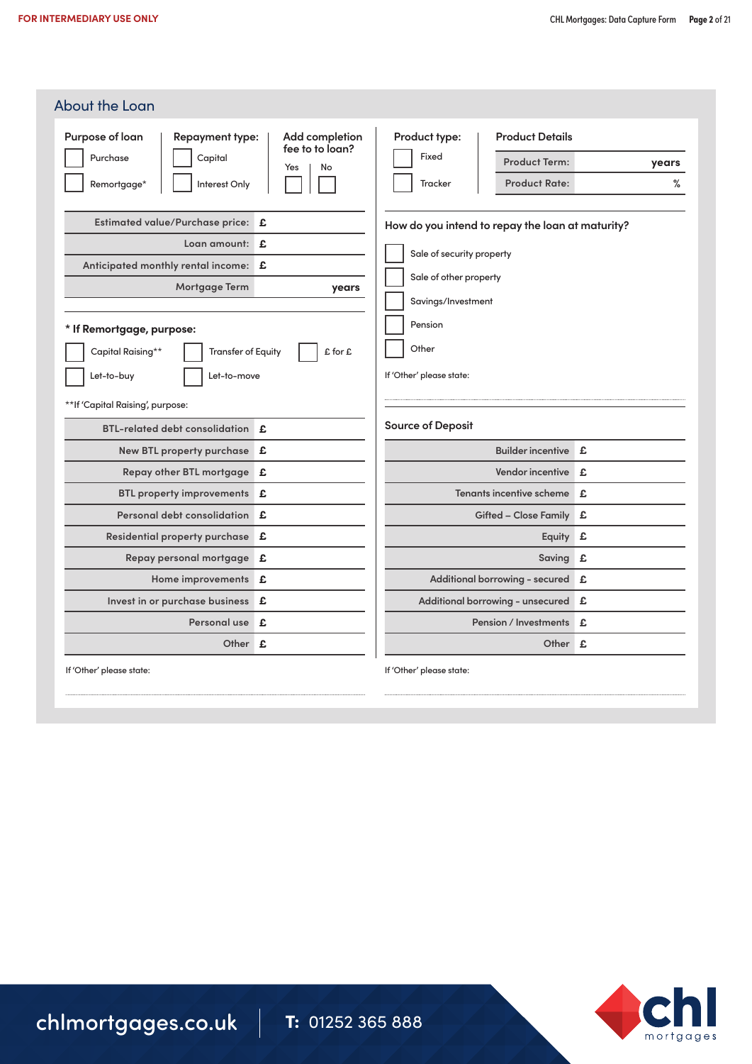## About the Loan

**Purpose of loan**

- ☐ Purchase
- ☐ Remortgage*

**Repayment type:**

- ☐ Capital
- ☐ Interest Only

**Add completion fee to to loan?**

Yes ☐ | No ☐

**Product type:**

- ☐ Fixed
- ☐ Tracker

**Product Details**

| | |
|---|---|
| Product Term: | years |
| Product Rate: | % |

| | |
|---|---|
| Estimated value/Purchase price: | £ |
| Loan amount: | £ |
| Anticipated monthly rental income: | £ |
| Mortgage Term | years |

**How do you intend to repay the loan at maturity?**

- ☐ Sale of security property
- ☐ Sale of other property
- ☐ Savings/Investment
- ☐ Pension
- ☐ Other

If 'Other' please state:

**\* If Remortgage, purpose:**

- ☐ Capital Raising**
- ☐ Transfer of Equity
- ☐ £ for £
- ☐ Let-to-buy
- ☐ Let-to-move

**If 'Capital Raising', purpose:

| | |
|---|---|
| BTL-related debt consolidation | £ |
| New BTL property purchase | £ |
| Repay other BTL mortgage | £ |
| BTL property improvements | £ |
| Personal debt consolidation | £ |
| Residential property purchase | £ |
| Repay personal mortgage | £ |
| Home improvements | £ |
| Invest in or purchase business | £ |
| Personal use | £ |
| Other | £ |

If 'Other' please state:

**Source of Deposit**

| | |
|---|---|
| Builder incentive | £ |
| Vendor incentive | £ |
| Tenants incentive scheme | £ |
| Gifted – Close Family | £ |
| Equity | £ |
| Saving | £ |
| Additional borrowing - secured | £ |
| Additional borrowing - unsecured | £ |
| Pension / Investments | £ |
| Other | £ |

If 'Other' please state: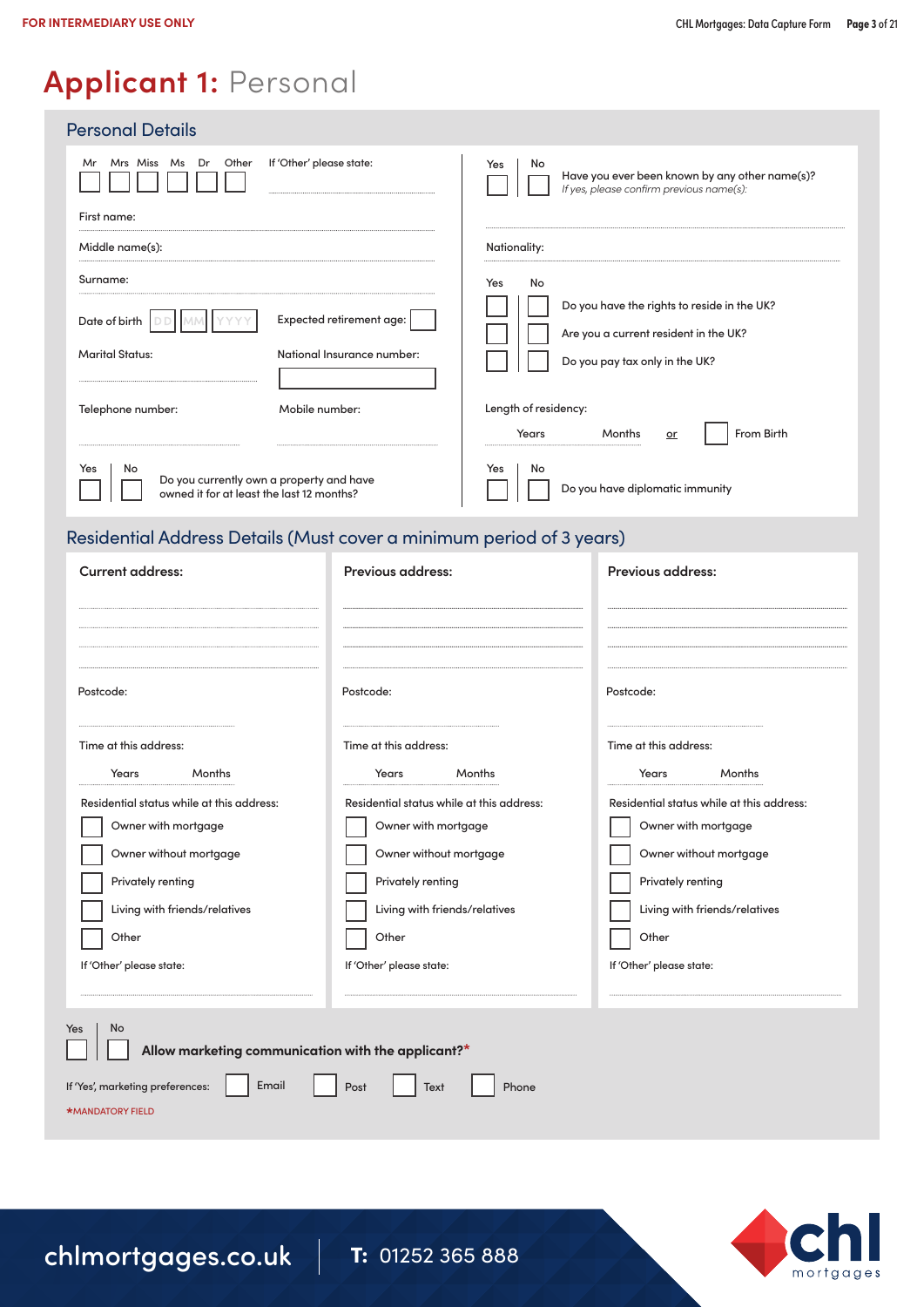FOR INTERMEDIARY USE ONLY

# Applicant 1: Personal

## Personal Details

Mr ☐ Mrs ☐ Miss ☐ Ms ☐ Dr ☐ Other ☐

If 'Other' please state:

First name:

Middle name(s):

Surname:

Date of birth DD MM YYYY

Expected retirement age:

Marital Status:

National Insurance number:

Telephone number:

Mobile number:

Yes ☐ No ☐ Do you currently own a property and have owned it for at least the last 12 months?

Yes ☐ No ☐ Have you ever been known by any other name(s)?
*If yes, please confirm previous name(s):*

Nationality:

| Yes | No | |
|---|---|---|
| ☐ | ☐ | Do you have the rights to reside in the UK? |
| ☐ | ☐ | Are you a current resident in the UK? |
| ☐ | ☐ | Do you pay tax only in the UK? |

Length of residency:

Years Months or ☐ From Birth

Yes ☐ No ☐ Do you have diplomatic immunity

## Residential Address Details (Must cover a minimum period of 3 years)

| Current address: | Previous address: | Previous address: |
|---|---|---|
| | | |
| Postcode: | Postcode: | Postcode: |
| Time at this address: Years Months | Time at this address: Years Months | Time at this address: Years Months |
| Residential status while at this address: | Residential status while at this address: | Residential status while at this address: |
| ☐ Owner with mortgage | ☐ Owner with mortgage | ☐ Owner with mortgage |
| ☐ Owner without mortgage | ☐ Owner without mortgage | ☐ Owner without mortgage |
| ☐ Privately renting | ☐ Privately renting | ☐ Privately renting |
| ☐ Living with friends/relatives | ☐ Living with friends/relatives | ☐ Living with friends/relatives |
| ☐ Other | ☐ Other | ☐ Other |
| If 'Other' please state: | If 'Other' please state: | If 'Other' please state: |

Yes ☐ No ☐ **Allow marketing communication with the applicant?***

If 'Yes', marketing preferences: ☐ Email ☐ Post ☐ Text ☐ Phone

*MANDATORY FIELD

chlmortgages.co.uk T: 01252 365 888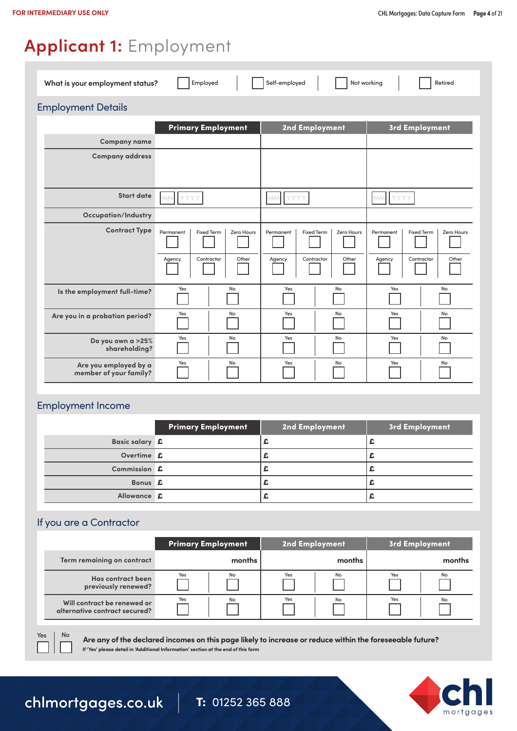# Applicant 1: Employment

What is your employment status? ☐ Employed ☐ Self-employed ☐ Not working ☐ Retired

## Employment Details

| | Primary Employment | 2nd Employment | 3rd Employment |
|---|---|---|---|
| Company name | | | |
| Company address | | | |
| Start date | MM YYYY | MM YYYY | MM YYYY |
| Occupation/Industry | | | |
| Contract Type | ☐ Permanent ☐ Fixed Term ☐ Zero Hours ☐ Agency ☐ Contractor ☐ Other | ☐ Permanent ☐ Fixed Term ☐ Zero Hours ☐ Agency ☐ Contractor ☐ Other | ☐ Permanent ☐ Fixed Term ☐ Zero Hours ☐ Agency ☐ Contractor ☐ Other |
| Is the employment full-time? | ☐ Yes ☐ No | ☐ Yes ☐ No | ☐ Yes ☐ No |
| Are you in a probation period? | ☐ Yes ☐ No | ☐ Yes ☐ No | ☐ Yes ☐ No |
| Do you own a >25% shareholding? | ☐ Yes ☐ No | ☐ Yes ☐ No | ☐ Yes ☐ No |
| Are you employed by a member of your family? | ☐ Yes ☐ No | ☐ Yes ☐ No | ☐ Yes ☐ No |

## Employment Income

| | Primary Employment | 2nd Employment | 3rd Employment |
|---|---|---|---|
| Basic salary | £ | £ | £ |
| Overtime | £ | £ | £ |
| Commission | £ | £ | £ |
| Bonus | £ | £ | £ |
| Allowance | £ | £ | £ |

## If you are a Contractor

| | Primary Employment | 2nd Employment | 3rd Employment |
|---|---|---|---|
| Term remaining on contract | months | months | months |
| Has contract been previously renewed? | ☐ Yes ☐ No | ☐ Yes ☐ No | ☐ Yes ☐ No |
| Will contract be renewed or alternative contract secured? | ☐ Yes ☐ No | ☐ Yes ☐ No | ☐ Yes ☐ No |

☐ Yes ☐ No **Are any of the declared incomes on this page likely to increase or reduce within the foreseeable future?**

**If 'Yes' please detail in 'Additional Information' section at the end of this form**

chlmortgages.co.uk T: 01252 365 888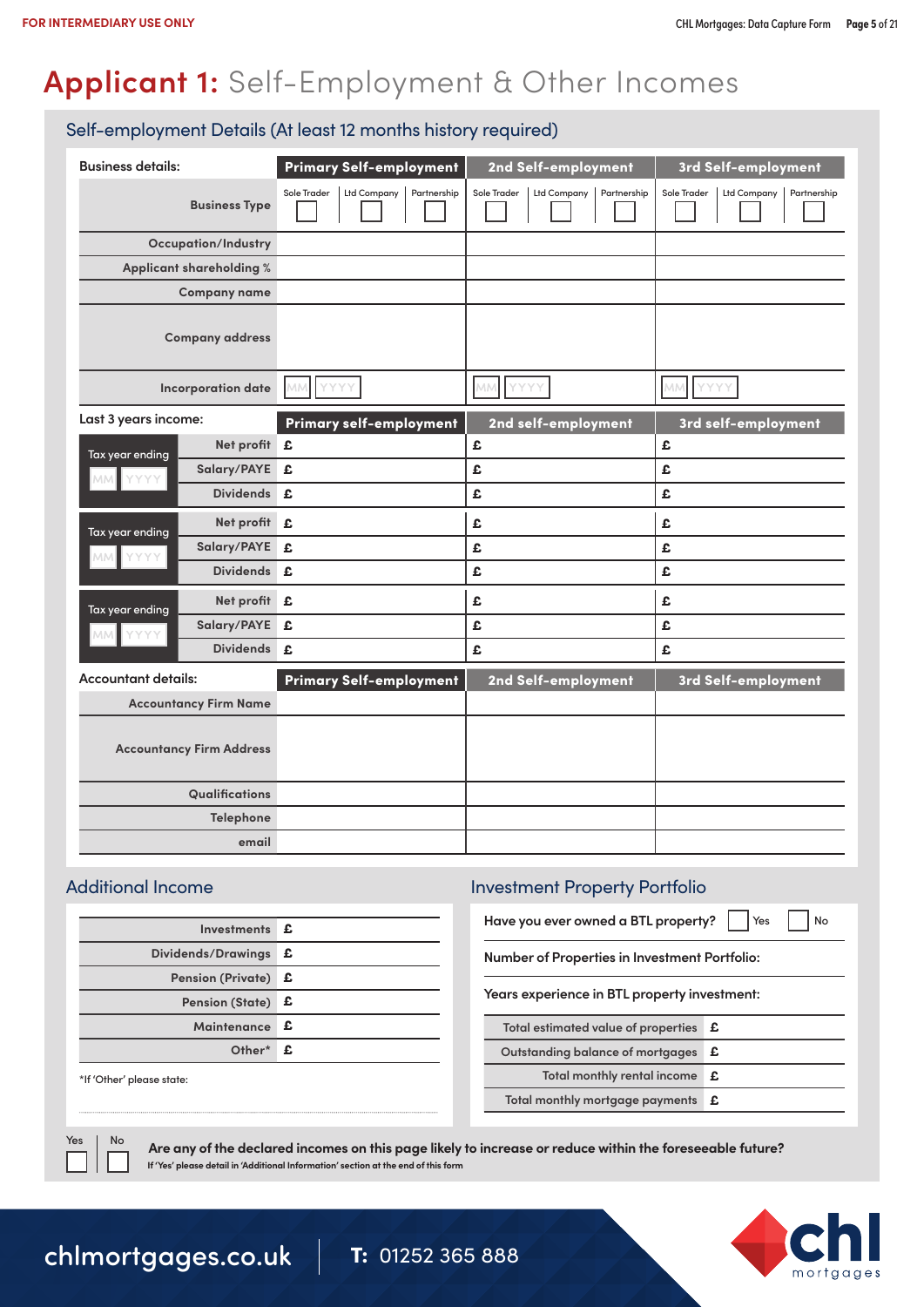# **Applicant 1:** Self-Employment & Other Incomes

## Self-employment Details (At least 12 months history required)

| Business details: | Primary Self-employment | 2nd Self-employment | 3rd Self-employment |
|---|---|---|---|
| Business Type | ☐ Sole Trader ☐ Ltd Company ☐ Partnership | ☐ Sole Trader ☐ Ltd Company ☐ Partnership | ☐ Sole Trader ☐ Ltd Company ☐ Partnership |
| Occupation/Industry | | | |
| Applicant shareholding % | | | |
| Company name | | | |
| Company address | | | |
| Incorporation date | MM YYYY | MM YYYY | MM YYYY |

| Last 3 years income: | | Primary self-employment | 2nd self-employment | 3rd self-employment |
|---|---|---|---|---|
| Tax year ending MM YYYY | Net profit | £ | £ | £ |
| | Salary/PAYE | £ | £ | £ |
| | Dividends | £ | £ | £ |
| Tax year ending MM YYYY | Net profit | £ | £ | £ |
| | Salary/PAYE | £ | £ | £ |
| | Dividends | £ | £ | £ |
| Tax year ending MM YYYY | Net profit | £ | £ | £ |
| | Salary/PAYE | £ | £ | £ |
| | Dividends | £ | £ | £ |

| Accountant details: | Primary Self-employment | 2nd Self-employment | 3rd Self-employment |
|---|---|---|---|
| Accountancy Firm Name | | | |
| Accountancy Firm Address | | | |
| Qualifications | | | |
| Telephone | | | |
| email | | | |

## Additional Income

| | |
|---|---|
| Investments | £ |
| Dividends/Drawings | £ |
| Pension (Private) | £ |
| Pension (State) | £ |
| Maintenance | £ |
| Other* | £ |

*If 'Other' please state:

## Investment Property Portfolio

Have you ever owned a BTL property? ☐ Yes ☐ No

Number of Properties in Investment Portfolio:

Years experience in BTL property investment:

| | |
|---|---|
| Total estimated value of properties | £ |
| Outstanding balance of mortgages | £ |
| Total monthly rental income | £ |
| Total monthly mortgage payments | £ |

☐ Yes ☐ No **Are any of the declared incomes on this page likely to increase or reduce within the foreseeable future?**

**If 'Yes' please detail in 'Additional Information' section at the end of this form**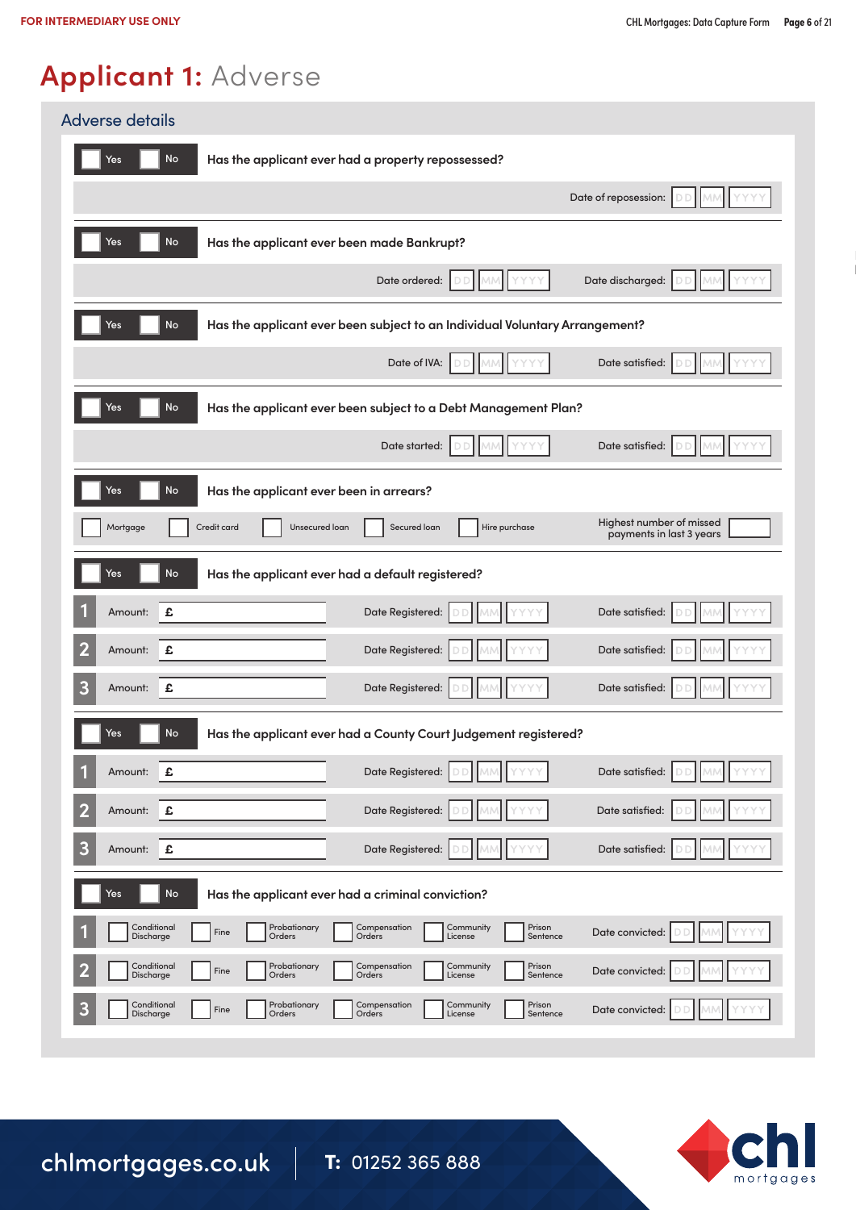# Applicant 1: Adverse

## Adverse details

☐ Yes ☐ No **Has the applicant ever had a property repossessed?**

Date of reposession: DD MM YYYY

☐ Yes ☐ No **Has the applicant ever been made Bankrupt?**

Date ordered: DD MM YYYY Date discharged: DD MM YYYY

☐ Yes ☐ No **Has the applicant ever been subject to an Individual Voluntary Arrangement?**

Date of IVA: DD MM YYYY Date satisfied: DD MM YYYY

☐ Yes ☐ No **Has the applicant ever been subject to a Debt Management Plan?**

Date started: DD MM YYYY Date satisfied: DD MM YYYY

☐ Yes ☐ No **Has the applicant ever been in arrears?**

☐ Mortgage ☐ Credit card ☐ Unsecured loan ☐ Secured loan ☐ Hire purchase

Highest number of missed payments in last 3 years: ______

☐ Yes ☐ No **Has the applicant ever had a default registered?**

| | Amount | Date Registered | Date satisfied |
|---|---|---|---|
| 1 | £ | DD MM YYYY | DD MM YYYY |
| 2 | £ | DD MM YYYY | DD MM YYYY |
| 3 | £ | DD MM YYYY | DD MM YYYY |

☐ Yes ☐ No **Has the applicant ever had a County Court Judgement registered?**

| | Amount | Date Registered | Date satisfied |
|---|---|---|---|
| 1 | £ | DD MM YYYY | DD MM YYYY |
| 2 | £ | DD MM YYYY | DD MM YYYY |
| 3 | £ | DD MM YYYY | DD MM YYYY |

☐ Yes ☐ No **Has the applicant ever had a criminal conviction?**

| | Conditional Discharge | Fine | Probationary Orders | Compensation Orders | Community License | Prison Sentence | Date convicted |
|---|---|---|---|---|---|---|---|
| 1 | ☐ | ☐ | ☐ | ☐ | ☐ | ☐ | DD MM YYYY |
| 2 | ☐ | ☐ | ☐ | ☐ | ☐ | ☐ | DD MM YYYY |
| 3 | ☐ | ☐ | ☐ | ☐ | ☐ | ☐ | DD MM YYYY |

chlmortgages.co.uk **T:** 01252 365 888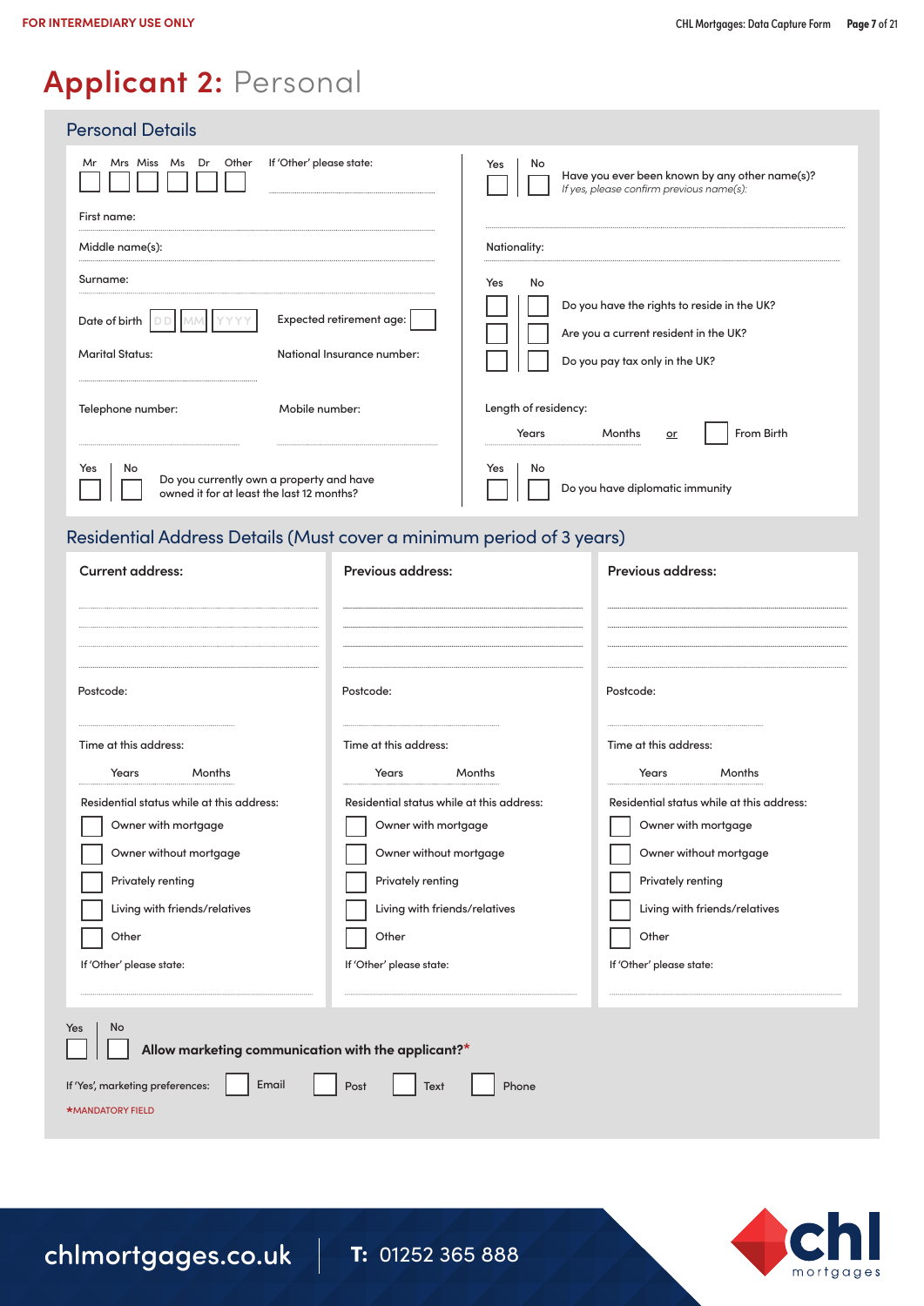FOR INTERMEDIARY USE ONLY

# Applicant 2: Personal

## Personal Details

Mr ☐ Mrs ☐ Miss ☐ Ms ☐ Dr ☐ Other ☐ If 'Other' please state:

First name:

Middle name(s):

Surname:

Date of birth DD MM YYYY Expected retirement age:

Marital Status: National Insurance number:

Telephone number: Mobile number:

Yes ☐ No ☐ Do you currently own a property and have owned it for at least the last 12 months?

Yes ☐ No ☐ Have you ever been known by any other name(s)?
*If yes, please confirm previous name(s):*

Nationality:

| Yes | No | |
|---|---|---|
| ☐ | ☐ | Do you have the rights to reside in the UK? |
| ☐ | ☐ | Are you a current resident in the UK? |
| ☐ | ☐ | Do you pay tax only in the UK? |

Length of residency:
Years Months or ☐ From Birth

Yes ☐ No ☐ Do you have diplomatic immunity

## Residential Address Details (Must cover a minimum period of 3 years)

| Current address: | Previous address: | Previous address: |
|---|---|---|
| | | |
| Postcode: | Postcode: | Postcode: |
| Time at this address: Years Months | Time at this address: Years Months | Time at this address: Years Months |
| Residential status while at this address: | Residential status while at this address: | Residential status while at this address: |
| ☐ Owner with mortgage | ☐ Owner with mortgage | ☐ Owner with mortgage |
| ☐ Owner without mortgage | ☐ Owner without mortgage | ☐ Owner without mortgage |
| ☐ Privately renting | ☐ Privately renting | ☐ Privately renting |
| ☐ Living with friends/relatives | ☐ Living with friends/relatives | ☐ Living with friends/relatives |
| ☐ Other | ☐ Other | ☐ Other |
| If 'Other' please state: | If 'Other' please state: | If 'Other' please state: |

Yes ☐ No ☐ **Allow marketing communication with the applicant?***

If 'Yes', marketing preferences: ☐ Email ☐ Post ☐ Text ☐ Phone

*MANDATORY FIELD

chlmortgages.co.uk T: 01252 365 888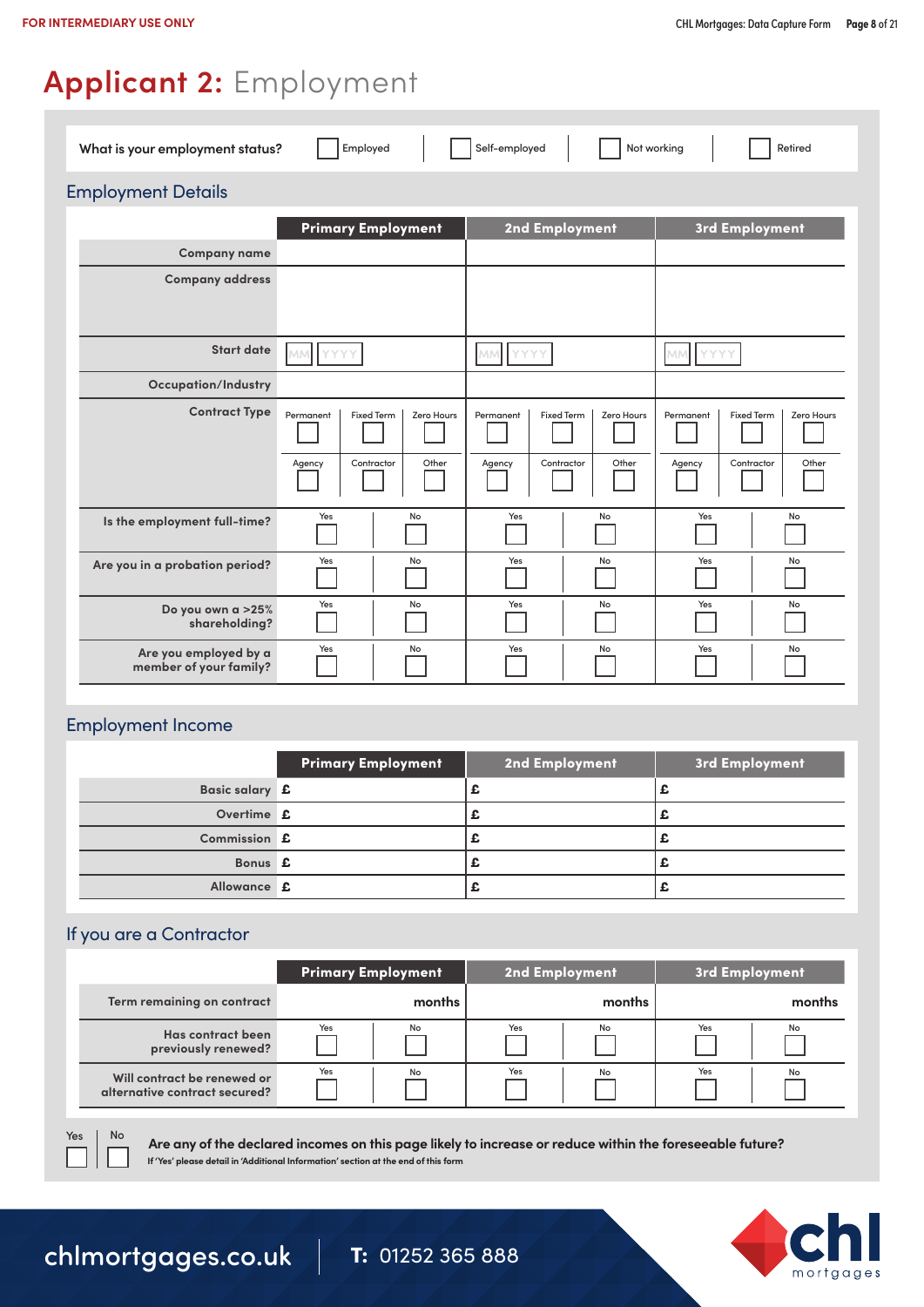# Applicant 2: Employment

What is your employment status? ☐ Employed ☐ Self-employed ☐ Not working ☐ Retired

## Employment Details

| | Primary Employment | 2nd Employment | 3rd Employment |
|---|---|---|---|
| Company name | | | |
| Company address | | | |
| Start date | MM YYYY | MM YYYY | MM YYYY |
| Occupation/Industry | | | |
| Contract Type | ☐ Permanent ☐ Fixed Term ☐ Zero Hours ☐ Agency ☐ Contractor ☐ Other | ☐ Permanent ☐ Fixed Term ☐ Zero Hours ☐ Agency ☐ Contractor ☐ Other | ☐ Permanent ☐ Fixed Term ☐ Zero Hours ☐ Agency ☐ Contractor ☐ Other |
| Is the employment full-time? | ☐ Yes ☐ No | ☐ Yes ☐ No | ☐ Yes ☐ No |
| Are you in a probation period? | ☐ Yes ☐ No | ☐ Yes ☐ No | ☐ Yes ☐ No |
| Do you own a >25% shareholding? | ☐ Yes ☐ No | ☐ Yes ☐ No | ☐ Yes ☐ No |
| Are you employed by a member of your family? | ☐ Yes ☐ No | ☐ Yes ☐ No | ☐ Yes ☐ No |

## Employment Income

| | Primary Employment | 2nd Employment | 3rd Employment |
|---|---|---|---|
| Basic salary | £ | £ | £ |
| Overtime | £ | £ | £ |
| Commission | £ | £ | £ |
| Bonus | £ | £ | £ |
| Allowance | £ | £ | £ |

## If you are a Contractor

| | Primary Employment | 2nd Employment | 3rd Employment |
|---|---|---|---|
| Term remaining on contract | months | months | months |
| Has contract been previously renewed? | ☐ Yes ☐ No | ☐ Yes ☐ No | ☐ Yes ☐ No |
| Will contract be renewed or alternative contract secured? | ☐ Yes ☐ No | ☐ Yes ☐ No | ☐ Yes ☐ No |

☐ Yes ☐ No **Are any of the declared incomes on this page likely to increase or reduce within the foreseeable future?**

If 'Yes' please detail in 'Additional Information' section at the end of this form

chlmortgages.co.uk | **T:** 01252 365 888

chl mortgages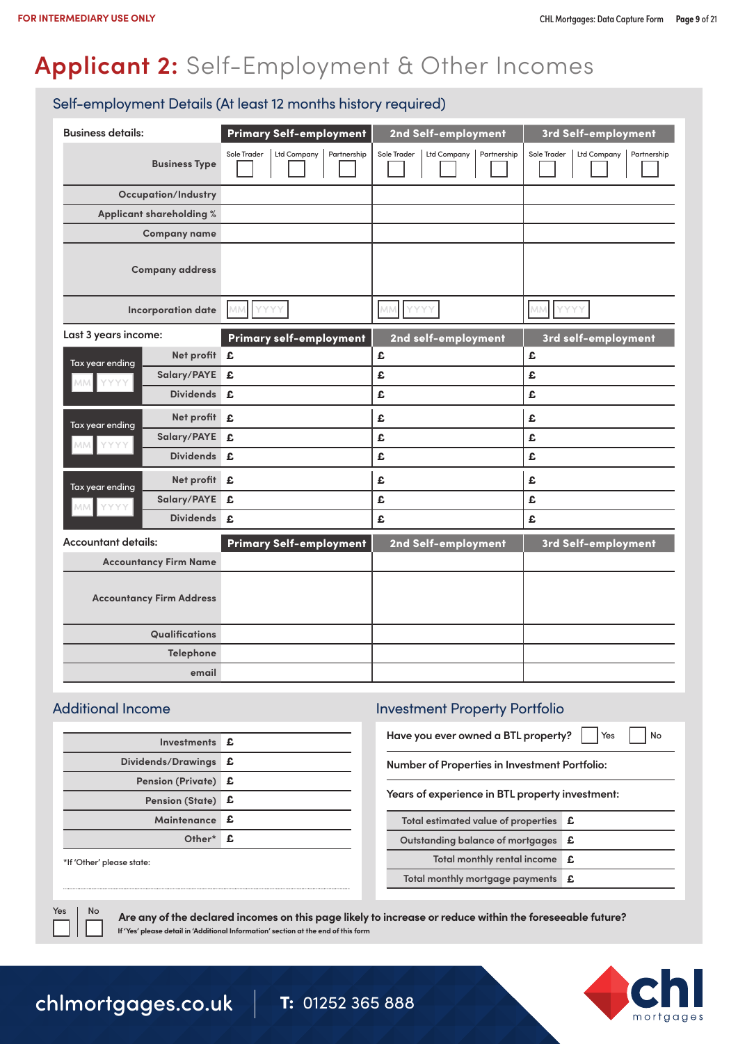# Applicant 2: Self-Employment & Other Incomes

## Self-employment Details (At least 12 months history required)

| Business details: | Primary Self-employment | 2nd Self-employment | 3rd Self-employment |
|---|---|---|---|
| Business Type | Sole Trader ☐ Ltd Company ☐ Partnership ☐ | Sole Trader ☐ Ltd Company ☐ Partnership ☐ | Sole Trader ☐ Ltd Company ☐ Partnership ☐ |
| Occupation/Industry | | | |
| Applicant shareholding % | | | |
| Company name | | | |
| Company address | | | |
| Incorporation date | MM YYYY | MM YYYY | MM YYYY |

| Last 3 years income: | | Primary self-employment | 2nd self-employment | 3rd self-employment |
|---|---|---|---|---|
| Tax year ending MM YYYY | Net profit | £ | £ | £ |
| | Salary/PAYE | £ | £ | £ |
| | Dividends | £ | £ | £ |
| Tax year ending MM YYYY | Net profit | £ | £ | £ |
| | Salary/PAYE | £ | £ | £ |
| | Dividends | £ | £ | £ |
| Tax year ending MM YYYY | Net profit | £ | £ | £ |
| | Salary/PAYE | £ | £ | £ |
| | Dividends | £ | £ | £ |

| Accountant details: | Primary Self-employment | 2nd Self-employment | 3rd Self-employment |
|---|---|---|---|
| Accountancy Firm Name | | | |
| Accountancy Firm Address | | | |
| Qualifications | | | |
| Telephone | | | |
| email | | | |

## Additional Income

| | |
|---|---|
| Investments | £ |
| Dividends/Drawings | £ |
| Pension (Private) | £ |
| Pension (State) | £ |
| Maintenance | £ |
| Other* | £ |

*If 'Other' please state:

## Investment Property Portfolio

Have you ever owned a BTL property? ☐ Yes ☐ No

Number of Properties in Investment Portfolio:

Years of experience in BTL property investment:

| | |
|---|---|
| Total estimated value of properties | £ |
| Outstanding balance of mortgages | £ |
| Total monthly rental income | £ |
| Total monthly mortgage payments | £ |

Yes ☐ No ☐ **Are any of the declared incomes on this page likely to increase or reduce within the foreseeable future?**

If 'Yes' please detail in 'Additional Information' section at the end of this form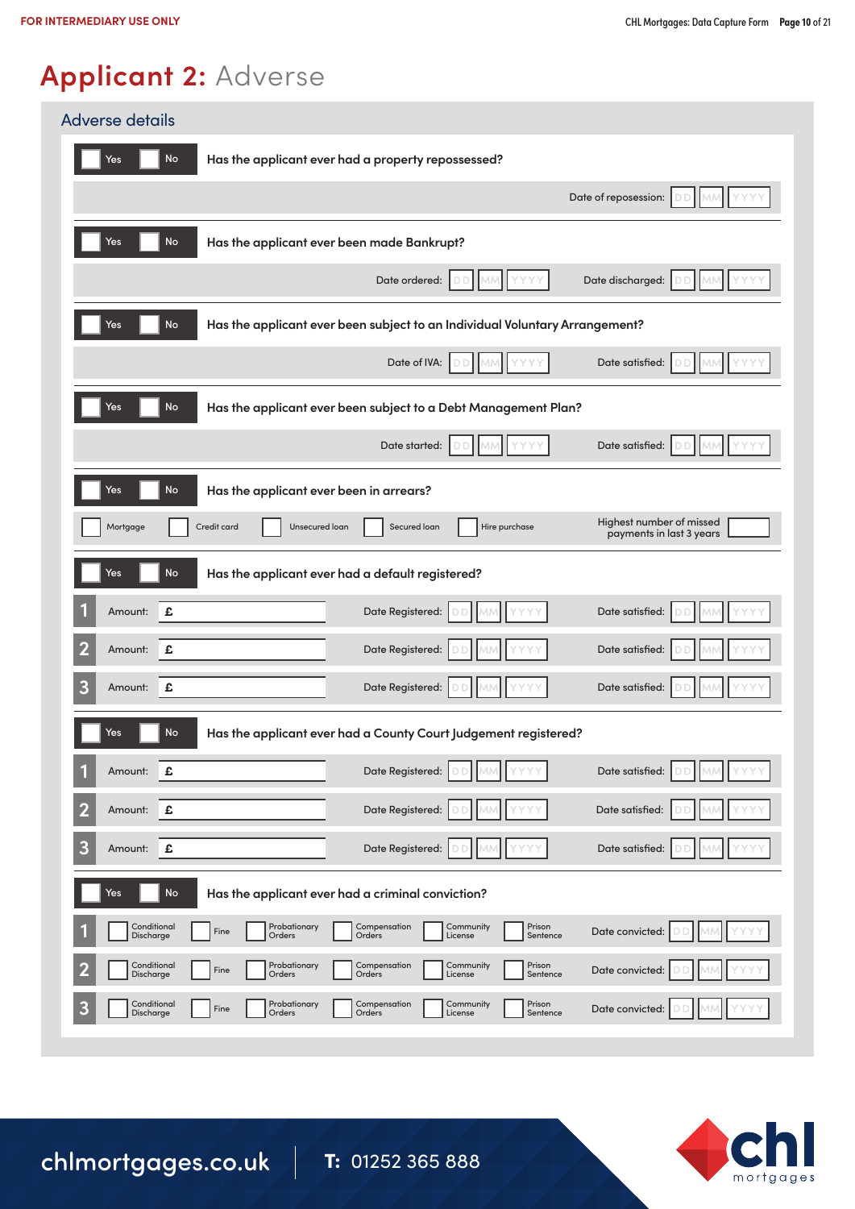FOR INTERMEDIARY USE ONLY

# Applicant 2: Adverse

## Adverse details

☐ Yes ☐ No **Has the applicant ever had a property repossessed?**

Date of reposession: DD MM YYYY

☐ Yes ☐ No **Has the applicant ever been made Bankrupt?**

Date ordered: DD MM YYYY  Date discharged: DD MM YYYY

☐ Yes ☐ No **Has the applicant ever been subject to an Individual Voluntary Arrangement?**

Date of IVA: DD MM YYYY  Date satisfied: DD MM YYYY

☐ Yes ☐ No **Has the applicant ever been subject to a Debt Management Plan?**

Date started: DD MM YYYY  Date satisfied: DD MM YYYY

☐ Yes ☐ No **Has the applicant ever been in arrears?**

☐ Mortgage ☐ Credit card ☐ Unsecured loan ☐ Secured loan ☐ Hire purchase  Highest number of missed payments in last 3 years: ____

☐ Yes ☐ No **Has the applicant ever had a default registered?**

| | Amount: | Date Registered: | Date satisfied: |
|---|---|---|---|
| 1 | £ | DD MM YYYY | DD MM YYYY |
| 2 | £ | DD MM YYYY | DD MM YYYY |
| 3 | £ | DD MM YYYY | DD MM YYYY |

☐ Yes ☐ No **Has the applicant ever had a County Court Judgement registered?**

| | Amount: | Date Registered: | Date satisfied: |
|---|---|---|---|
| 1 | £ | DD MM YYYY | DD MM YYYY |
| 2 | £ | DD MM YYYY | DD MM YYYY |
| 3 | £ | DD MM YYYY | DD MM YYYY |

☐ Yes ☐ No **Has the applicant ever had a criminal conviction?**

| | | | | | | | Date convicted: |
|---|---|---|---|---|---|---|---|
| 1 | ☐ Conditional Discharge | ☐ Fine | ☐ Probationary Orders | ☐ Compensation Orders | ☐ Community License | ☐ Prison Sentence | DD MM YYYY |
| 2 | ☐ Conditional Discharge | ☐ Fine | ☐ Probationary Orders | ☐ Compensation Orders | ☐ Community License | ☐ Prison Sentence | DD MM YYYY |
| 3 | ☐ Conditional Discharge | ☐ Fine | ☐ Probationary Orders | ☐ Compensation Orders | ☐ Community License | ☐ Prison Sentence | DD MM YYYY |

chlmortgages.co.uk  T: 01252 365 888

chl mortgages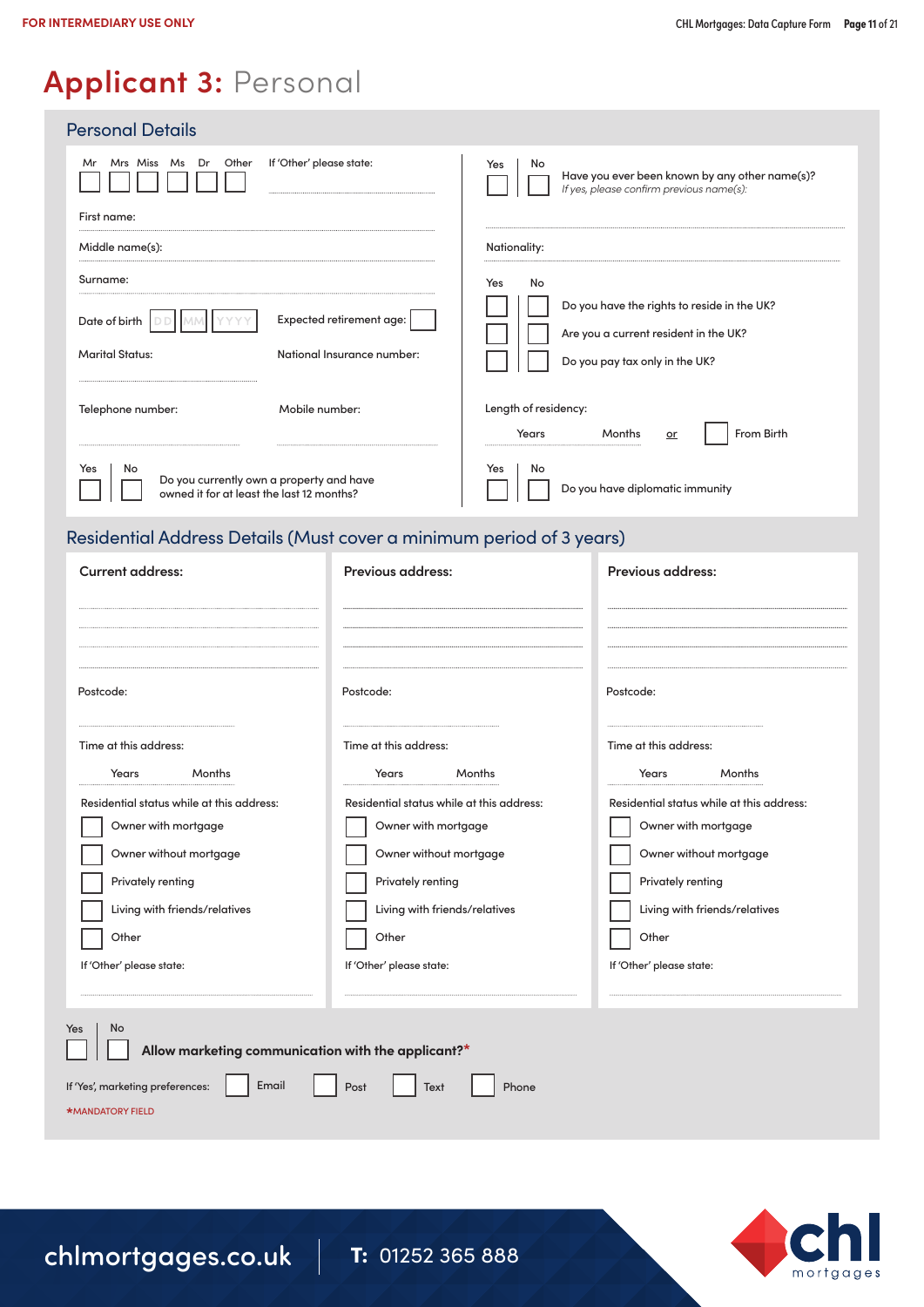FOR INTERMEDIARY USE ONLY

# Applicant 3: Personal

## Personal Details

Mr ☐ Mrs ☐ Miss ☐ Ms ☐ Dr ☐ Other ☐

If 'Other' please state:

First name:

Middle name(s):

Surname:

Date of birth DD MM YYYY

Expected retirement age:

Marital Status:

National Insurance number:

Telephone number:

Mobile number:

| Yes | No | |
|---|---|---|
| ☐ | ☐ | Do you currently own a property and have owned it for at least the last 12 months? |

| Yes | No | |
|---|---|---|
| ☐ | ☐ | Have you ever been known by any other name(s)? *If yes, please confirm previous name(s):* |

Nationality:

| Yes | No | |
|---|---|---|
| ☐ | ☐ | Do you have the rights to reside in the UK? |
| ☐ | ☐ | Are you a current resident in the UK? |
| ☐ | ☐ | Do you pay tax only in the UK? |

Length of residency:

Years Months or ☐ From Birth

| Yes | No | |
|---|---|---|
| ☐ | ☐ | Do you have diplomatic immunity |

## Residential Address Details (Must cover a minimum period of 3 years)

| Current address: | Previous address: | Previous address: |
|---|---|---|
| | | |
| Postcode: | Postcode: | Postcode: |
| Time at this address: Years Months | Time at this address: Years Months | Time at this address: Years Months |
| Residential status while at this address: | Residential status while at this address: | Residential status while at this address: |
| ☐ Owner with mortgage | ☐ Owner with mortgage | ☐ Owner with mortgage |
| ☐ Owner without mortgage | ☐ Owner without mortgage | ☐ Owner without mortgage |
| ☐ Privately renting | ☐ Privately renting | ☐ Privately renting |
| ☐ Living with friends/relatives | ☐ Living with friends/relatives | ☐ Living with friends/relatives |
| ☐ Other | ☐ Other | ☐ Other |
| If 'Other' please state: | If 'Other' please state: | If 'Other' please state: |

| Yes | No | |
|---|---|---|
| ☐ | ☐ | **Allow marketing communication with the applicant?*** |

If 'Yes', marketing preferences: ☐ Email ☐ Post ☐ Text ☐ Phone

*MANDATORY FIELD

chlmortgages.co.uk T: 01252 365 888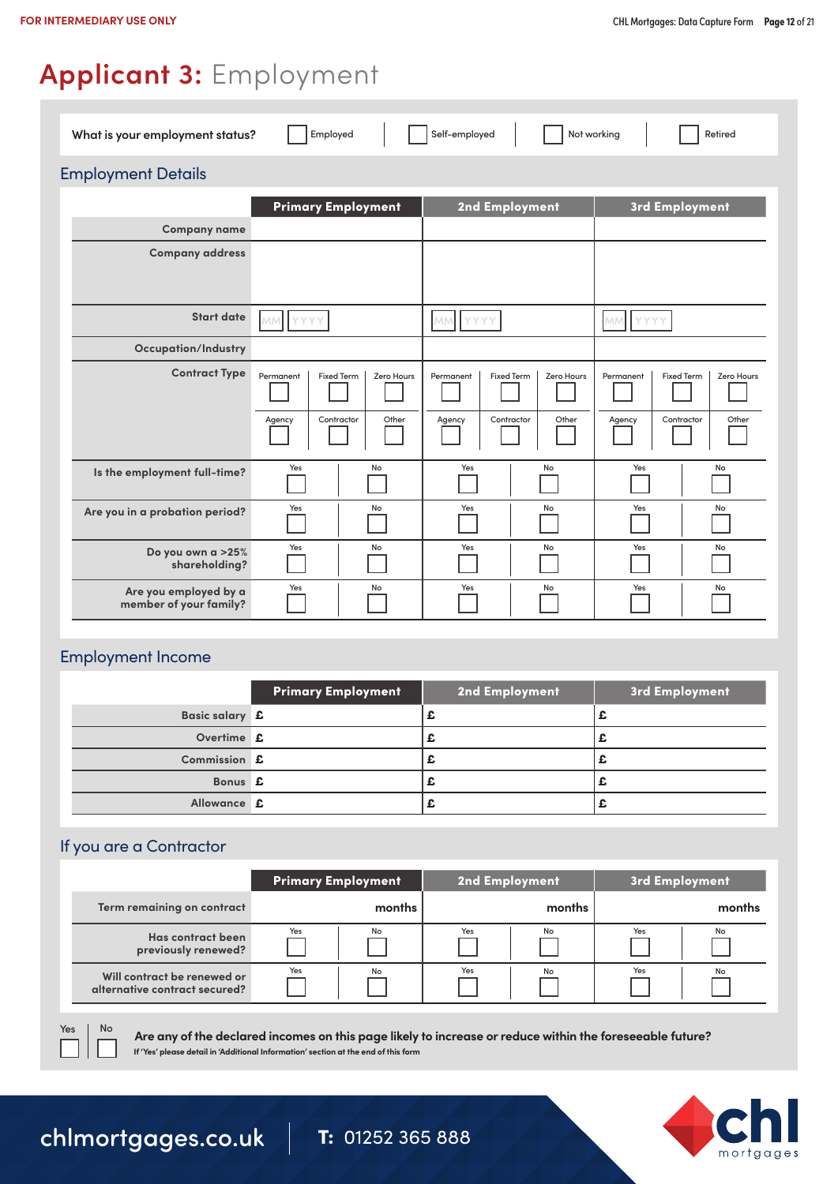# Applicant 3: Employment

What is your employment status? ☐ Employed ☐ Self-employed ☐ Not working ☐ Retired

## Employment Details

| | Primary Employment | 2nd Employment | 3rd Employment |
|---|---|---|---|
| Company name | | | |
| Company address | | | |
| Start date | MM YYYY | MM YYYY | MM YYYY |
| Occupation/Industry | | | |
| Contract Type | ☐ Permanent ☐ Fixed Term ☐ Zero Hours ☐ Agency ☐ Contractor ☐ Other | ☐ Permanent ☐ Fixed Term ☐ Zero Hours ☐ Agency ☐ Contractor ☐ Other | ☐ Permanent ☐ Fixed Term ☐ Zero Hours ☐ Agency ☐ Contractor ☐ Other |
| Is the employment full-time? | ☐ Yes ☐ No | ☐ Yes ☐ No | ☐ Yes ☐ No |
| Are you in a probation period? | ☐ Yes ☐ No | ☐ Yes ☐ No | ☐ Yes ☐ No |
| Do you own a >25% shareholding? | ☐ Yes ☐ No | ☐ Yes ☐ No | ☐ Yes ☐ No |
| Are you employed by a member of your family? | ☐ Yes ☐ No | ☐ Yes ☐ No | ☐ Yes ☐ No |

## Employment Income

| | Primary Employment | 2nd Employment | 3rd Employment |
|---|---|---|---|
| Basic salary | £ | £ | £ |
| Overtime | £ | £ | £ |
| Commission | £ | £ | £ |
| Bonus | £ | £ | £ |
| Allowance | £ | £ | £ |

## If you are a Contractor

| | Primary Employment | 2nd Employment | 3rd Employment |
|---|---|---|---|
| Term remaining on contract | months | months | months |
| Has contract been previously renewed? | ☐ Yes ☐ No | ☐ Yes ☐ No | ☐ Yes ☐ No |
| Will contract be renewed or alternative contract secured? | ☐ Yes ☐ No | ☐ Yes ☐ No | ☐ Yes ☐ No |

☐ Yes ☐ No **Are any of the declared incomes on this page likely to increase or reduce within the foreseeable future?**

**If 'Yes' please detail in 'Additional Information' section at the end of this form**

chlmortgages.co.uk **T:** 01252 365 888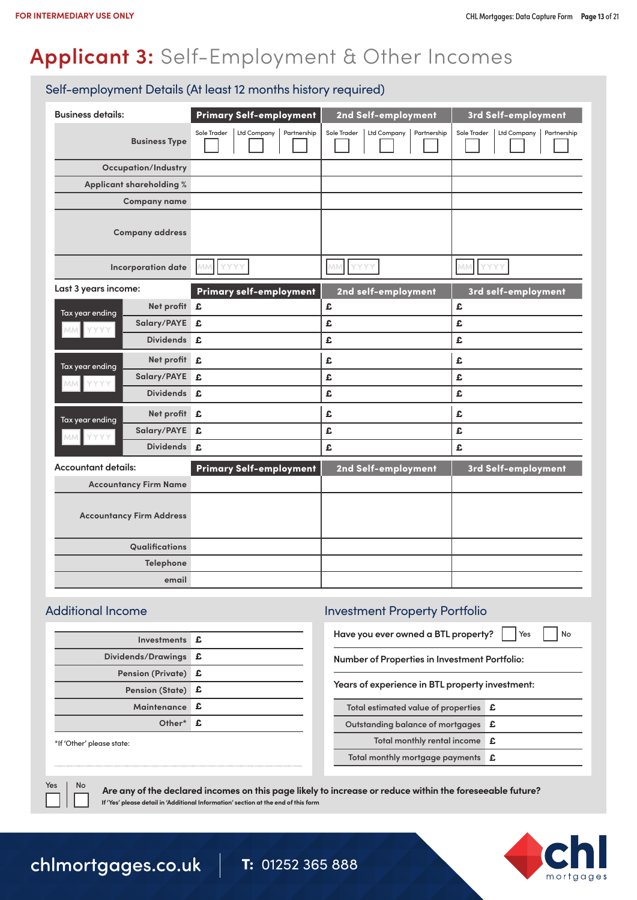# Applicant 3: Self-Employment & Other Incomes

## Self-employment Details (At least 12 months history required)

| Business details: | Primary Self-employment | 2nd Self-employment | 3rd Self-employment |
|---|---|---|---|
| Business Type | Sole Trader ☐ Ltd Company ☐ Partnership ☐ | Sole Trader ☐ Ltd Company ☐ Partnership ☐ | Sole Trader ☐ Ltd Company ☐ Partnership ☐ |
| Occupation/Industry | | | |
| Applicant shareholding % | | | |
| Company name | | | |
| Company address | | | |
| Incorporation date | MM YYYY | MM YYYY | MM YYYY |

| Last 3 years income: | | Primary self-employment | 2nd self-employment | 3rd self-employment |
|---|---|---|---|---|
| Tax year ending MM YYYY | Net profit | £ | £ | £ |
| | Salary/PAYE | £ | £ | £ |
| | Dividends | £ | £ | £ |
| Tax year ending MM YYYY | Net profit | £ | £ | £ |
| | Salary/PAYE | £ | £ | £ |
| | Dividends | £ | £ | £ |
| Tax year ending MM YYYY | Net profit | £ | £ | £ |
| | Salary/PAYE | £ | £ | £ |
| | Dividends | £ | £ | £ |

| Accountant details: | Primary Self-employment | 2nd Self-employment | 3rd Self-employment |
|---|---|---|---|
| Accountancy Firm Name | | | |
| Accountancy Firm Address | | | |
| Qualifications | | | |
| Telephone | | | |
| email | | | |

## Additional Income

| | |
|---|---|
| Investments | £ |
| Dividends/Drawings | £ |
| Pension (Private) | £ |
| Pension (State) | £ |
| Maintenance | £ |
| Other* | £ |

*If 'Other' please state:

## Investment Property Portfolio

Have you ever owned a BTL property? ☐ Yes ☐ No

Number of Properties in Investment Portfolio:

Years of experience in BTL property investment:

| | |
|---|---|
| Total estimated value of properties | £ |
| Outstanding balance of mortgages | £ |
| Total monthly rental income | £ |
| Total monthly mortgage payments | £ |

Yes ☐ No ☐ **Are any of the declared incomes on this page likely to increase or reduce within the foreseeable future?**

**If 'Yes' please detail in 'Additional Information' section at the end of this form**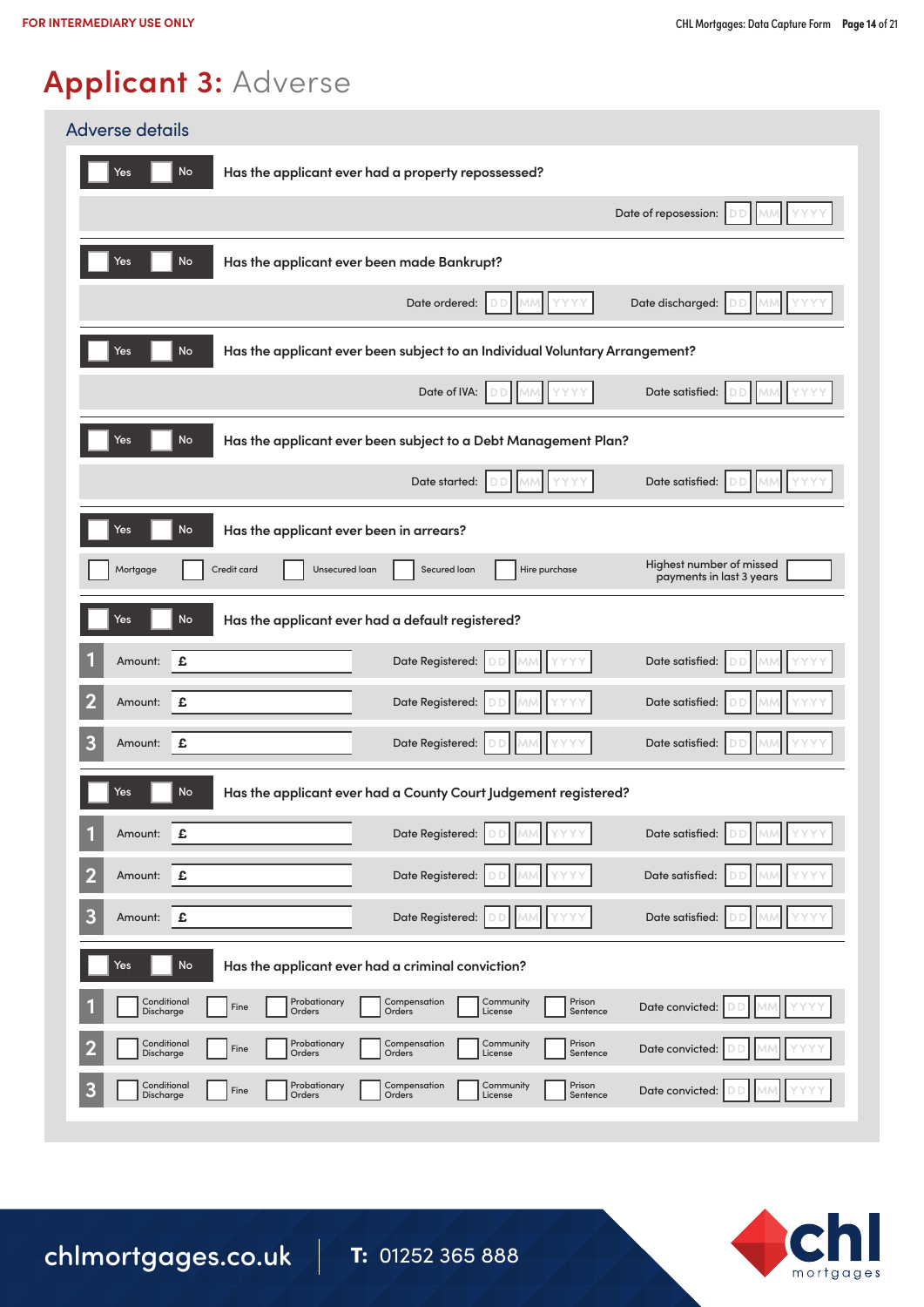# Applicant 3: Adverse

## Adverse details

☐ Yes ☐ No **Has the applicant ever had a property repossessed?**

Date of reposession: DD MM YYYY

☐ Yes ☐ No **Has the applicant ever been made Bankrupt?**

Date ordered: DD MM YYYY Date discharged: DD MM YYYY

☐ Yes ☐ No **Has the applicant ever been subject to an Individual Voluntary Arrangement?**

Date of IVA: DD MM YYYY Date satisfied: DD MM YYYY

☐ Yes ☐ No **Has the applicant ever been subject to a Debt Management Plan?**

Date started: DD MM YYYY Date satisfied: DD MM YYYY

☐ Yes ☐ No **Has the applicant ever been in arrears?**

☐ Mortgage ☐ Credit card ☐ Unsecured loan ☐ Secured loan ☐ Hire purchase

Highest number of missed payments in last 3 years: ☐

☐ Yes ☐ No **Has the applicant ever had a default registered?**

| | Amount | Date Registered | Date satisfied |
|---|---|---|---|
| 1 | £ | DD MM YYYY | DD MM YYYY |
| 2 | £ | DD MM YYYY | DD MM YYYY |
| 3 | £ | DD MM YYYY | DD MM YYYY |

☐ Yes ☐ No **Has the applicant ever had a County Court Judgement registered?**

| | Amount | Date Registered | Date satisfied |
|---|---|---|---|
| 1 | £ | DD MM YYYY | DD MM YYYY |
| 2 | £ | DD MM YYYY | DD MM YYYY |
| 3 | £ | DD MM YYYY | DD MM YYYY |

☐ Yes ☐ No **Has the applicant ever had a criminal conviction?**

| | | | | | | | |
|---|---|---|---|---|---|---|---|
| 1 | ☐ Conditional Discharge | ☐ Fine | ☐ Probationary Orders | ☐ Compensation Orders | ☐ Community License | ☐ Prison Sentence | Date convicted: DD MM YYYY |
| 2 | ☐ Conditional Discharge | ☐ Fine | ☐ Probationary Orders | ☐ Compensation Orders | ☐ Community License | ☐ Prison Sentence | Date convicted: DD MM YYYY |
| 3 | ☐ Conditional Discharge | ☐ Fine | ☐ Probationary Orders | ☐ Compensation Orders | ☐ Community License | ☐ Prison Sentence | Date convicted: DD MM YYYY |

chlmortgages.co.uk T: 01252 365 888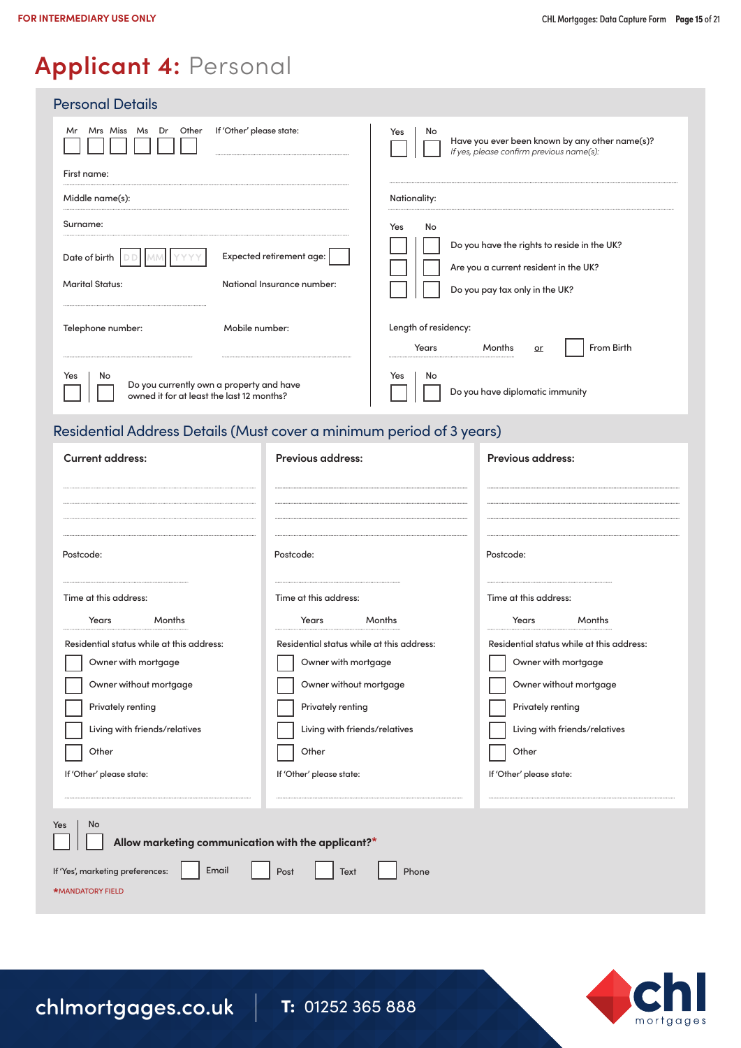# Applicant 4: Personal

## Personal Details

Mr ☐ Mrs ☐ Miss ☐ Ms ☐ Dr ☐ Other ☐ If 'Other' please state:

First name:

Middle name(s):

Surname:

Date of birth DD MM YYYY Expected retirement age:

Marital Status: National Insurance number:

Telephone number: Mobile number:

Yes ☐ No ☐ Do you currently own a property and have owned it for at least the last 12 months?

Yes ☐ No ☐ Have you ever been known by any other name(s)?
*If yes, please confirm previous name(s):*

Nationality:

| Yes | No | |
|---|---|---|
| ☐ | ☐ | Do you have the rights to reside in the UK? |
| ☐ | ☐ | Are you a current resident in the UK? |
| ☐ | ☐ | Do you pay tax only in the UK? |

Length of residency:
Years Months or ☐ From Birth

Yes ☐ No ☐ Do you have diplomatic immunity

## Residential Address Details (Must cover a minimum period of 3 years)

| Current address: | Previous address: | Previous address: |
|---|---|---|
| Postcode: | Postcode: | Postcode: |
| Time at this address: Years Months | Time at this address: Years Months | Time at this address: Years Months |
| Residential status while at this address: | Residential status while at this address: | Residential status while at this address: |
| ☐ Owner with mortgage | ☐ Owner with mortgage | ☐ Owner with mortgage |
| ☐ Owner without mortgage | ☐ Owner without mortgage | ☐ Owner without mortgage |
| ☐ Privately renting | ☐ Privately renting | ☐ Privately renting |
| ☐ Living with friends/relatives | ☐ Living with friends/relatives | ☐ Living with friends/relatives |
| ☐ Other | ☐ Other | ☐ Other |
| If 'Other' please state: | If 'Other' please state: | If 'Other' please state: |

Yes ☐ No ☐ **Allow marketing communication with the applicant?***

If 'Yes', marketing preferences: ☐ Email ☐ Post ☐ Text ☐ Phone

*MANDATORY FIELD

chlmortgages.co.uk | T: 01252 365 888

chl mortgages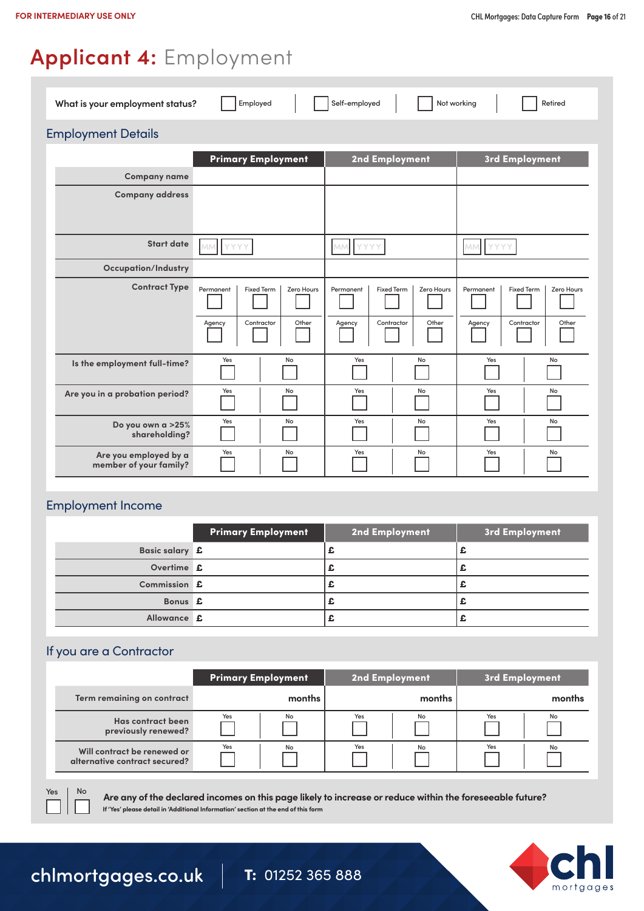**FOR INTERMEDIARY USE ONLY**

# Applicant 4: Employment

What is your employment status? ☐ Employed ☐ Self-employed ☐ Not working ☐ Retired

## Employment Details

| | Primary Employment | 2nd Employment | 3rd Employment |
|---|---|---|---|
| Company name | | | |
| Company address | | | |
| Start date | MM YYYY | MM YYYY | MM YYYY |
| Occupation/Industry | | | |
| Contract Type | ☐ Permanent ☐ Fixed Term ☐ Zero Hours ☐ Agency ☐ Contractor ☐ Other | ☐ Permanent ☐ Fixed Term ☐ Zero Hours ☐ Agency ☐ Contractor ☐ Other | ☐ Permanent ☐ Fixed Term ☐ Zero Hours ☐ Agency ☐ Contractor ☐ Other |
| Is the employment full-time? | ☐ Yes ☐ No | ☐ Yes ☐ No | ☐ Yes ☐ No |
| Are you in a probation period? | ☐ Yes ☐ No | ☐ Yes ☐ No | ☐ Yes ☐ No |
| Do you own a >25% shareholding? | ☐ Yes ☐ No | ☐ Yes ☐ No | ☐ Yes ☐ No |
| Are you employed by a member of your family? | ☐ Yes ☐ No | ☐ Yes ☐ No | ☐ Yes ☐ No |

## Employment Income

| | Primary Employment | 2nd Employment | 3rd Employment |
|---|---|---|---|
| Basic salary | £ | £ | £ |
| Overtime | £ | £ | £ |
| Commission | £ | £ | £ |
| Bonus | £ | £ | £ |
| Allowance | £ | £ | £ |

## If you are a Contractor

| | Primary Employment | 2nd Employment | 3rd Employment |
|---|---|---|---|
| Term remaining on contract | months | months | months |
| Has contract been previously renewed? | ☐ Yes ☐ No | ☐ Yes ☐ No | ☐ Yes ☐ No |
| Will contract be renewed or alternative contract secured? | ☐ Yes ☐ No | ☐ Yes ☐ No | ☐ Yes ☐ No |

☐ Yes ☐ No **Are any of the declared incomes on this page likely to increase or reduce within the foreseeable future?**

If 'Yes' please detail in 'Additional Information' section at the end of this form

chlmortgages.co.uk | T: 01252 365 888

chl mortgages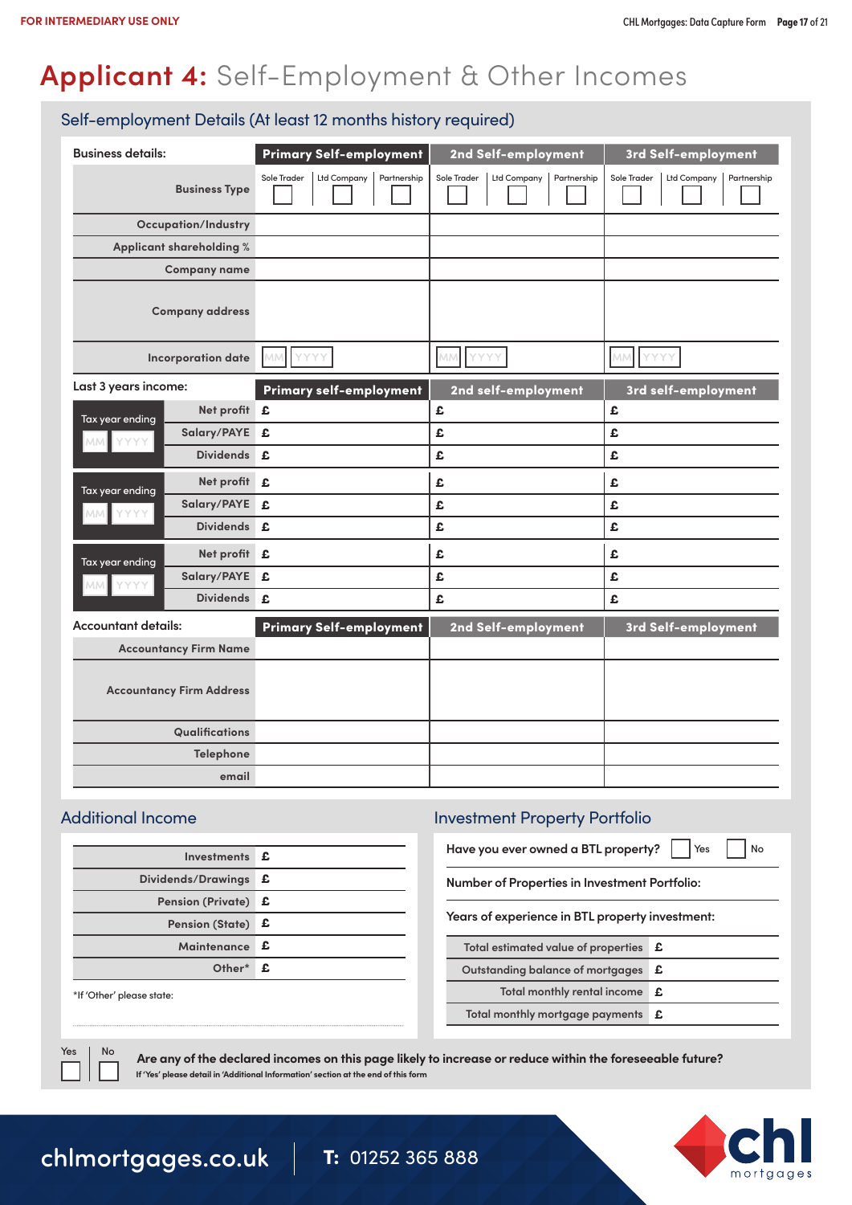FOR INTERMEDIARY USE ONLY

# Applicant 4: Self-Employment & Other Incomes

## Self-employment Details (At least 12 months history required)

| Business details: | Primary Self-employment | 2nd Self-employment | 3rd Self-employment |
|---|---|---|---|
| Business Type | Sole Trader ☐ Ltd Company ☐ Partnership ☐ | Sole Trader ☐ Ltd Company ☐ Partnership ☐ | Sole Trader ☐ Ltd Company ☐ Partnership ☐ |
| Occupation/Industry | | | |
| Applicant shareholding % | | | |
| Company name | | | |
| Company address | | | |
| Incorporation date | MM YYYY | MM YYYY | MM YYYY |

| Last 3 years income: | | Primary self-employment | 2nd self-employment | 3rd self-employment |
|---|---|---|---|---|
| Tax year ending MM YYYY | Net profit | £ | £ | £ |
| | Salary/PAYE | £ | £ | £ |
| | Dividends | £ | £ | £ |
| Tax year ending MM YYYY | Net profit | £ | £ | £ |
| | Salary/PAYE | £ | £ | £ |
| | Dividends | £ | £ | £ |
| Tax year ending MM YYYY | Net profit | £ | £ | £ |
| | Salary/PAYE | £ | £ | £ |
| | Dividends | £ | £ | £ |

| Accountant details: | Primary Self-employment | 2nd Self-employment | 3rd Self-employment |
|---|---|---|---|
| Accountancy Firm Name | | | |
| Accountancy Firm Address | | | |
| Qualifications | | | |
| Telephone | | | |
| email | | | |

## Additional Income

| | |
|---|---|
| Investments | £ |
| Dividends/Drawings | £ |
| Pension (Private) | £ |
| Pension (State) | £ |
| Maintenance | £ |
| Other* | £ |

*If 'Other' please state:

## Investment Property Portfolio

Have you ever owned a BTL property? ☐ Yes ☐ No

Number of Properties in Investment Portfolio:

Years of experience in BTL property investment:

| | |
|---|---|
| Total estimated value of properties | £ |
| Outstanding balance of mortgages | £ |
| Total monthly rental income | £ |
| Total monthly mortgage payments | £ |

Yes ☐ No ☐ **Are any of the declared incomes on this page likely to increase or reduce within the foreseeable future?**
If 'Yes' please detail in 'Additional Information' section at the end of this form

chlmortgages.co.uk | T: 01252 365 888

chl mortgages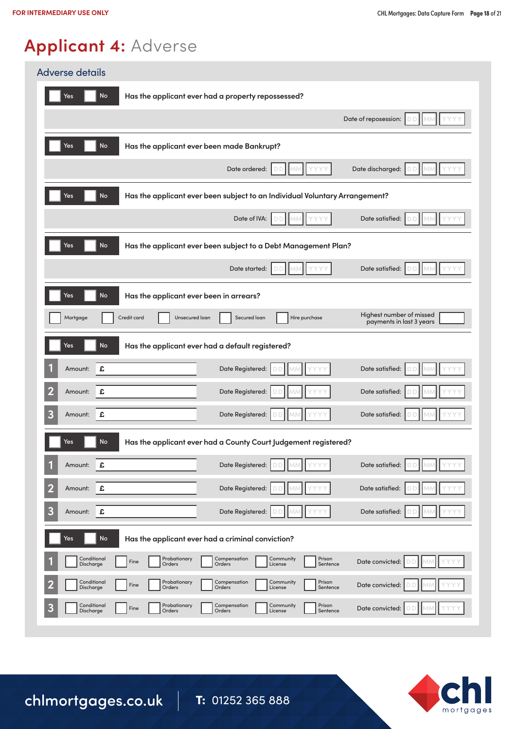# Applicant 4: Adverse

## Adverse details

☐ Yes ☐ No **Has the applicant ever had a property repossessed?**

Date of reposession: DD MM YYYY

☐ Yes ☐ No **Has the applicant ever been made Bankrupt?**

Date ordered: DD MM YYYY  Date discharged: DD MM YYYY

☐ Yes ☐ No **Has the applicant ever been subject to an Individual Voluntary Arrangement?**

Date of IVA: DD MM YYYY  Date satisfied: DD MM YYYY

☐ Yes ☐ No **Has the applicant ever been subject to a Debt Management Plan?**

Date started: DD MM YYYY  Date satisfied: DD MM YYYY

☐ Yes ☐ No **Has the applicant ever been in arrears?**

☐ Mortgage ☐ Credit card ☐ Unsecured loan ☐ Secured loan ☐ Hire purchase  Highest number of missed payments in last 3 years: ____

☐ Yes ☐ No **Has the applicant ever had a default registered?**

| | Amount | Date Registered | Date satisfied |
|---|---|---|---|
| 1 | £ | DD MM YYYY | DD MM YYYY |
| 2 | £ | DD MM YYYY | DD MM YYYY |
| 3 | £ | DD MM YYYY | DD MM YYYY |

☐ Yes ☐ No **Has the applicant ever had a County Court Judgement registered?**

| | Amount | Date Registered | Date satisfied |
|---|---|---|---|
| 1 | £ | DD MM YYYY | DD MM YYYY |
| 2 | £ | DD MM YYYY | DD MM YYYY |
| 3 | £ | DD MM YYYY | DD MM YYYY |

☐ Yes ☐ No **Has the applicant ever had a criminal conviction?**

| | Conditional Discharge | Fine | Probationary Orders | Compensation Orders | Community License | Prison Sentence | Date convicted |
|---|---|---|---|---|---|---|---|
| 1 | ☐ | ☐ | ☐ | ☐ | ☐ | ☐ | DD MM YYYY |
| 2 | ☐ | ☐ | ☐ | ☐ | ☐ | ☐ | DD MM YYYY |
| 3 | ☐ | ☐ | ☐ | ☐ | ☐ | ☐ | DD MM YYYY |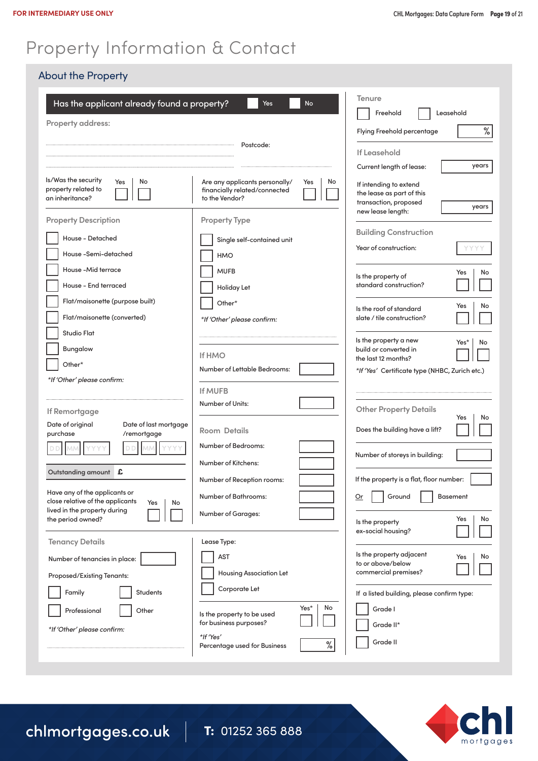FOR INTERMEDIARY USE ONLY

# Property Information & Contact

## About the Property

**Has the applicant already found a property?** ☐ Yes ☐ No

Property address:

..............................................................

Postcode: ..............................

Is/Was the security property related to an inheritance? ☐ Yes ☐ No

Are any applicants personally/ financially related/connected to the Vendor? ☐ Yes ☐ No

### Property Description

- ☐ House - Detached
- ☐ House -Semi-detached
- ☐ House -Mid terrace
- ☐ House - End terraced
- ☐ Flat/maisonette (purpose built)
- ☐ Flat/maisonette (converted)
- ☐ Studio Flat
- ☐ Bungalow
- ☐ Other*

*\*If 'Other' please confirm:*

..............................................................

### If Remortgage

Date of original purchase: DD MM YYYY

Date of last mortgage /remortgage: DD MM YYYY

Outstanding amount £

Have any of the applicants or close relative of the applicants lived in the property during the period owned? ☐ Yes ☐ No

### Property Type

- ☐ Single self-contained unit
- ☐ HMO
- ☐ MUFB
- ☐ Holiday Let
- ☐ Other*

*\*If 'Other' please confirm:*

..............................................................

### If HMO

Number of Lettable Bedrooms: ☐

### If MUFB

Number of Units: ☐

### Room Details

| | |
|---|---|
| Number of Bedrooms: | |
| Number of Kitchens: | |
| Number of Reception rooms: | |
| Number of Bathrooms: | |
| Number of Garages: | |

### Tenancy Details

Number of tenancies in place: ☐

Proposed/Existing Tenants:

- ☐ Family
- ☐ Students
- ☐ Professional
- ☐ Other

*\*If 'Other' please confirm:*

..............................................................

Lease Type:

- ☐ AST
- ☐ Housing Association Let
- ☐ Corporate Let

Is the property to be used for business purposes? ☐ Yes* ☐ No

*\*If 'Yes'*
Percentage used for Business ☐ %

### Tenure

☐ Freehold ☐ Leasehold

Flying Freehold percentage ☐ %

### If Leasehold

Current length of lease: ☐ years

If intending to extend the lease as part of this transaction, proposed new lease length: ☐ years

### Building Construction

Year of construction: YYYY

Is the property of standard construction? ☐ Yes ☐ No

Is the roof of standard slate / tile construction? ☐ Yes ☐ No

Is the property a new build or converted in the last 12 months? ☐ Yes* ☐ No

*\*If 'Yes'* Certificate type (NHBC, Zurich etc.)

..............................................................

### Other Property Details

Does the building have a lift? ☐ Yes ☐ No

Number of storeys in building: ☐

If the property is a flat, floor number: ☐

Or ☐ Ground ☐ Basement

Is the property ex-social housing? ☐ Yes ☐ No

Is the property adjacent to or above/below commercial premises? ☐ Yes ☐ No

If a listed building, please confirm type:

- ☐ Grade I
- ☐ Grade II*
- ☐ Grade II

chlmortgages.co.uk | T: 01252 365 888

chl mortgages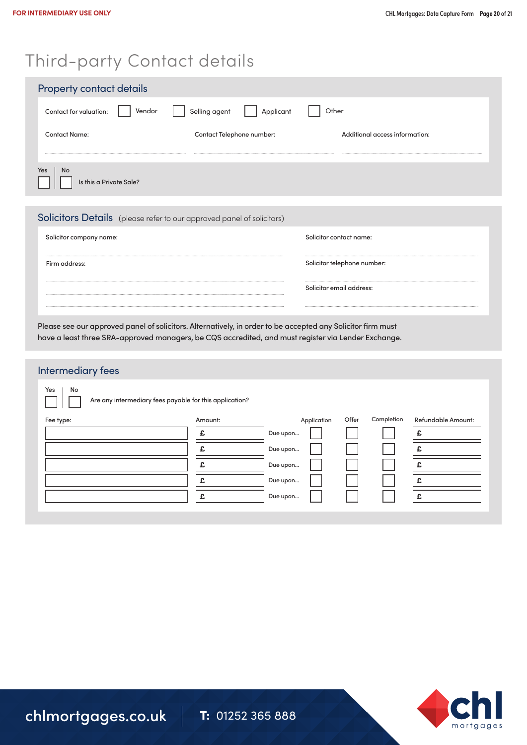# Third-party Contact details

## Property contact details

Contact for valuation: ☐ Vendor ☐ Selling agent ☐ Applicant ☐ Other

| Contact Name: | Contact Telephone number: | Additional access information: |
| --- | --- | --- |
| | | |

Yes ☐ | No ☐ Is this a Private Sale?

## Solicitors Details (please refer to our approved panel of solicitors)

| | |
| --- | --- |
| Solicitor company name: | Solicitor contact name: |
| Firm address: | Solicitor telephone number: |
| | Solicitor email address: |

Please see our approved panel of solicitors. Alternatively, in order to be accepted any Solicitor firm must have a least three SRA-approved managers, be CQS accredited, and must register via Lender Exchange.

## Intermediary fees

Yes ☐ | No ☐ Are any intermediary fees payable for this application?

| Fee type: | Amount: | | Application | Offer | Completion | Refundable Amount: |
| --- | --- | --- | --- | --- | --- | --- |
| | £ | Due upon... | ☐ | ☐ | ☐ | £ |
| | £ | Due upon... | ☐ | ☐ | ☐ | £ |
| | £ | Due upon... | ☐ | ☐ | ☐ | £ |
| | £ | Due upon... | ☐ | ☐ | ☐ | £ |
| | £ | Due upon... | ☐ | ☐ | ☐ | £ |

chlmortgages.co.uk | T: 01252 365 888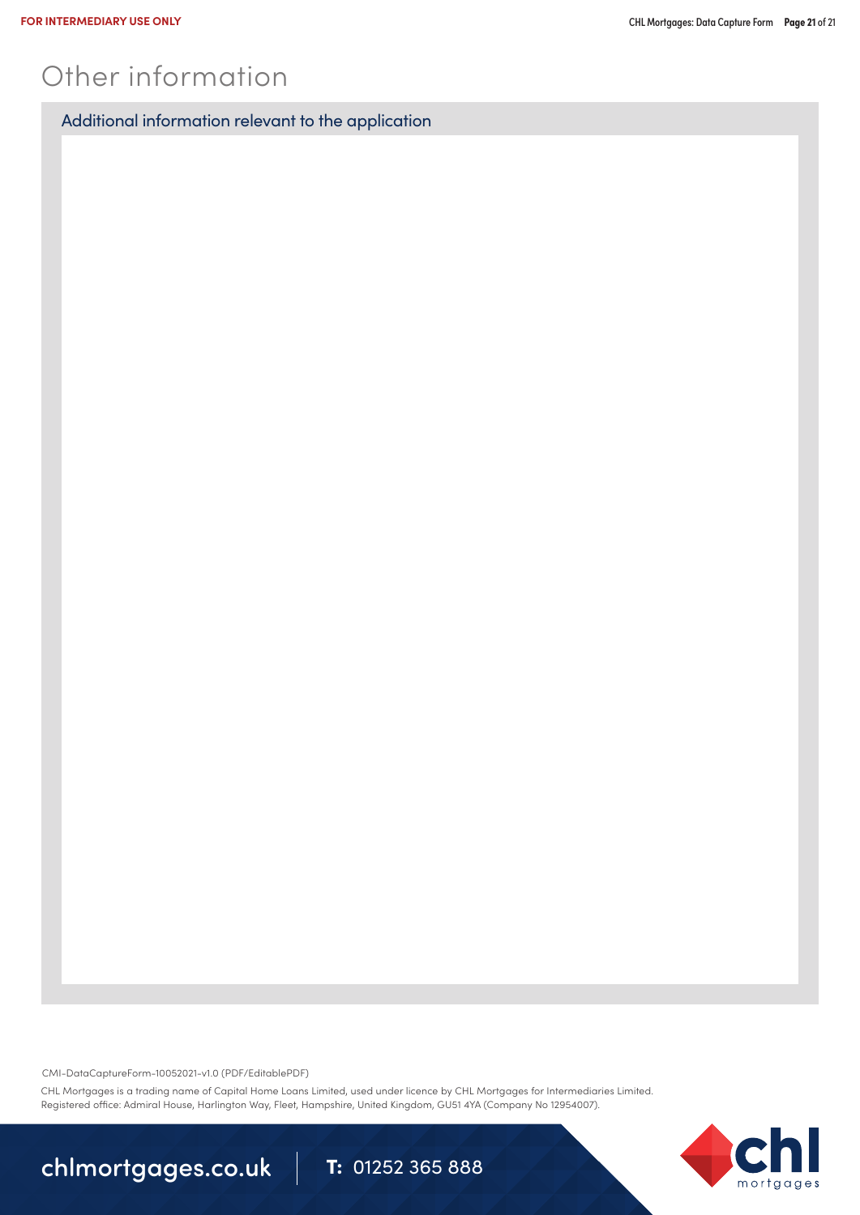# Other information

## Additional information relevant to the application

CMI-DataCaptureForm-10052021-v1.0 (PDF/EditablePDF)

CHL Mortgages is a trading name of Capital Home Loans Limited, used under licence by CHL Mortgages for Intermediaries Limited. Registered office: Admiral House, Harlington Way, Fleet, Hampshire, United Kingdom, GU51 4YA (Company No 12954007).

chlmortgages.co.uk | **T:** 01252 365 888